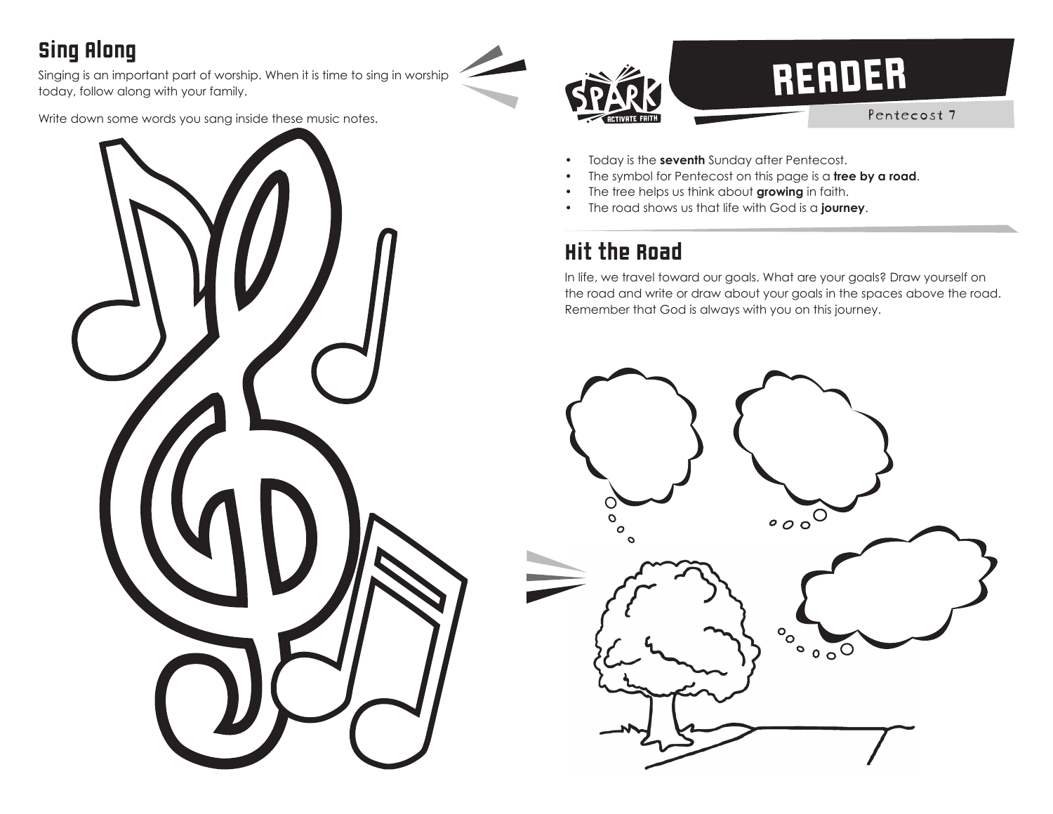## Sing Along

Singing is an important part of worship. When it is time to sing in worship today, follow along with your family.

Write down some words you sang inside these music notes.

# READER

Pentecost 7

- Today is the **seventh** Sunday after Pentecost.
- The symbol for Pentecost on this page is a **tree by a road**.
- The tree helps us think about **growing** in faith.
- The road shows us that life with God is a **journey**.

## Hit the Road

In life, we travel toward our goals. What are your goals? Draw yourself on the road and write or draw about your goals in the spaces above the road. Remember that God is always with you on this journey.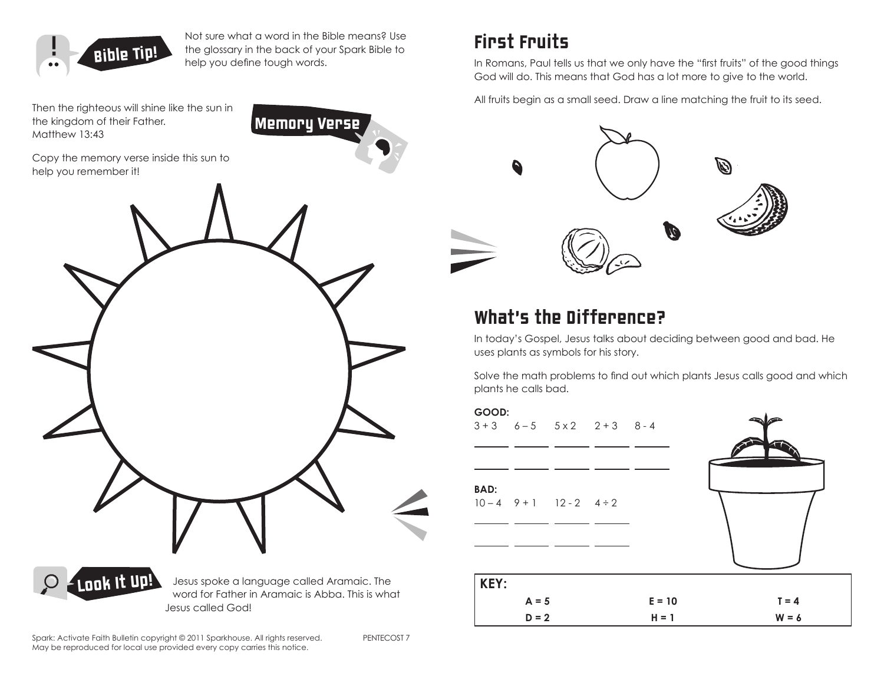**Bible Tip!**

Not sure what a word in the Bible means? Use the glossary in the back of your Spark Bible to help you define tough words.

**Memory Verse**

Then the righteous will shine like the sun in the kingdom of their Father.
Matthew 13:43

Copy the memory verse inside this sun to help you remember it!

**Look It Up!**

Jesus spoke a language called Aramaic. The word for Father in Aramaic is Abba. This is what Jesus called God!

## First Fruits

In Romans, Paul tells us that we only have the "first fruits" of the good things God will do. This means that God has a lot more to give to the world.

All fruits begin as a small seed. Draw a line matching the fruit to its seed.

## What's the Difference?

In today's Gospel, Jesus talks about deciding between good and bad. He uses plants as symbols for his story.

Solve the math problems to find out which plants Jesus calls good and which plants he calls bad.

**GOOD:**

3 + 3 &nbsp;&nbsp; 6 – 5 &nbsp;&nbsp; 5 x 2 &nbsp;&nbsp; 2 + 3 &nbsp;&nbsp; 8 - 4

_____ _____ _____ _____ _____

_____ _____ _____ _____ _____

**BAD:**

10 – 4 &nbsp;&nbsp; 9 + 1 &nbsp;&nbsp; 12 - 2 &nbsp;&nbsp; 4 ÷ 2

_____ _____ _____ _____

_____ _____ _____ _____

| KEY: | | |
|---|---|---|
| A = 5 | E = 10 | T = 4 |
| D = 2 | H = 1 | W = 6 |

Spark: Activate Faith Bulletin copyright © 2011 Sparkhouse. All rights reserved. May be reproduced for local use provided every copy carries this notice.